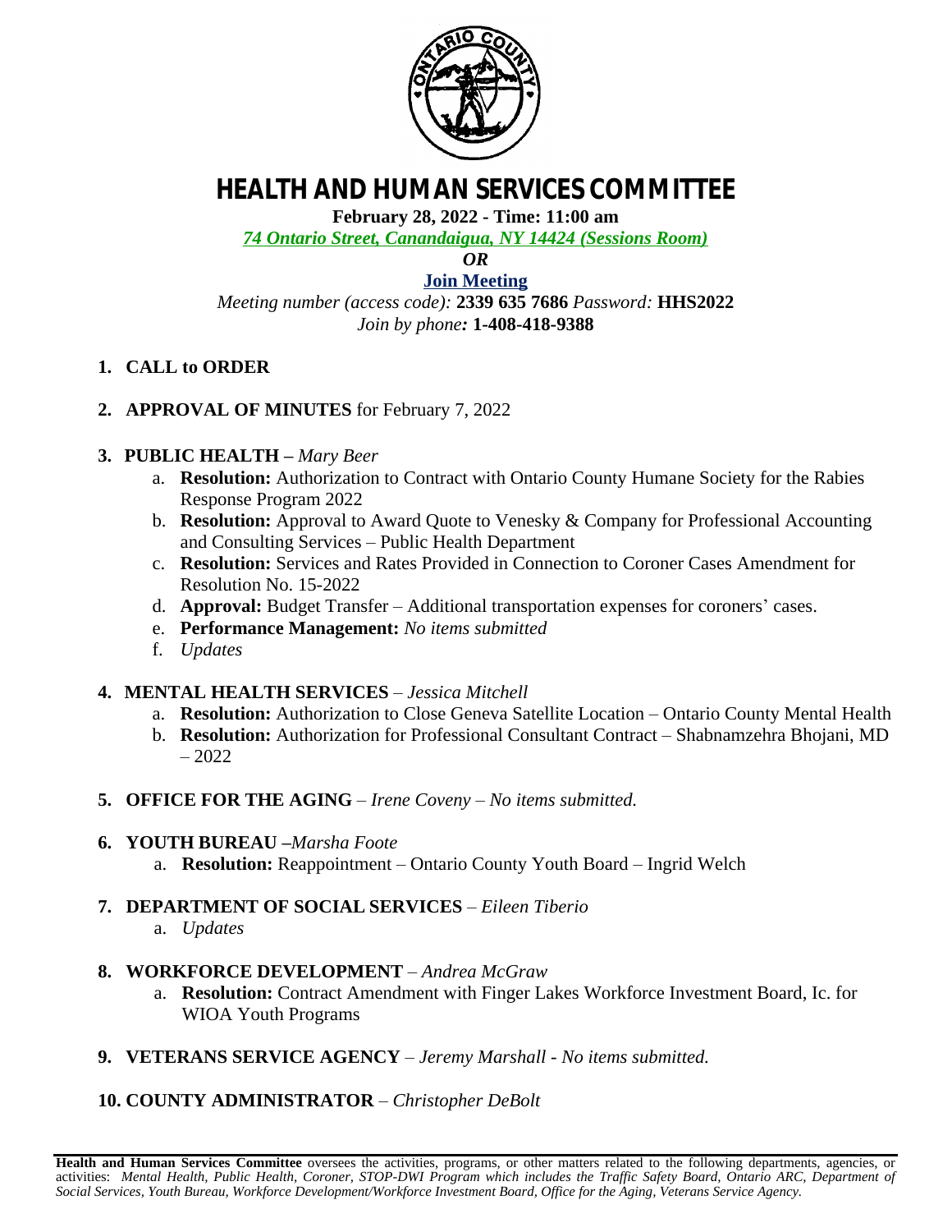# HEALTH AND HUMAN SERVICES COMMITTEE

**February 28, 2022 - Time: 11:00 am**

*74 Ontario Street, Canandaigua, NY 14424 (Sessions Room)*

***OR***

**Join Meeting**

*Meeting number (access code):* **2339 635 7686** *Password:* **HHS2022**

*Join by phone:* **1-408-418-9388**

1. **CALL to ORDER**

2. **APPROVAL OF MINUTES** for February 7, 2022

3. **PUBLIC HEALTH –** *Mary Beer*
   a. **Resolution:** Authorization to Contract with Ontario County Humane Society for the Rabies Response Program 2022
   b. **Resolution:** Approval to Award Quote to Venesky & Company for Professional Accounting and Consulting Services – Public Health Department
   c. **Resolution:** Services and Rates Provided in Connection to Coroner Cases Amendment for Resolution No. 15-2022
   d. **Approval:** Budget Transfer – Additional transportation expenses for coroners' cases.
   e. **Performance Management:** *No items submitted*
   f. *Updates*

4. **MENTAL HEALTH SERVICES** – *Jessica Mitchell*
   a. **Resolution:** Authorization to Close Geneva Satellite Location – Ontario County Mental Health
   b. **Resolution:** Authorization for Professional Consultant Contract – Shabnamzehra Bhojani, MD – 2022

5. **OFFICE FOR THE AGING** – *Irene Coveny – No items submitted.*

6. **YOUTH BUREAU –***Marsha Foote*
   a. **Resolution:** Reappointment – Ontario County Youth Board – Ingrid Welch

7. **DEPARTMENT OF SOCIAL SERVICES** – *Eileen Tiberio*
   a. *Updates*

8. **WORKFORCE DEVELOPMENT** – *Andrea McGraw*
   a. **Resolution:** Contract Amendment with Finger Lakes Workforce Investment Board, Ic. for WIOA Youth Programs

9. **VETERANS SERVICE AGENCY** – *Jeremy Marshall - No items submitted.*

10. **COUNTY ADMINISTRATOR** – *Christopher DeBolt*

---

**Health and Human Services Committee** oversees the activities, programs, or other matters related to the following departments, agencies, or activities: *Mental Health, Public Health, Coroner, STOP-DWI Program which includes the Traffic Safety Board, Ontario ARC, Department of Social Services, Youth Bureau, Workforce Development/Workforce Investment Board, Office for the Aging, Veterans Service Agency.*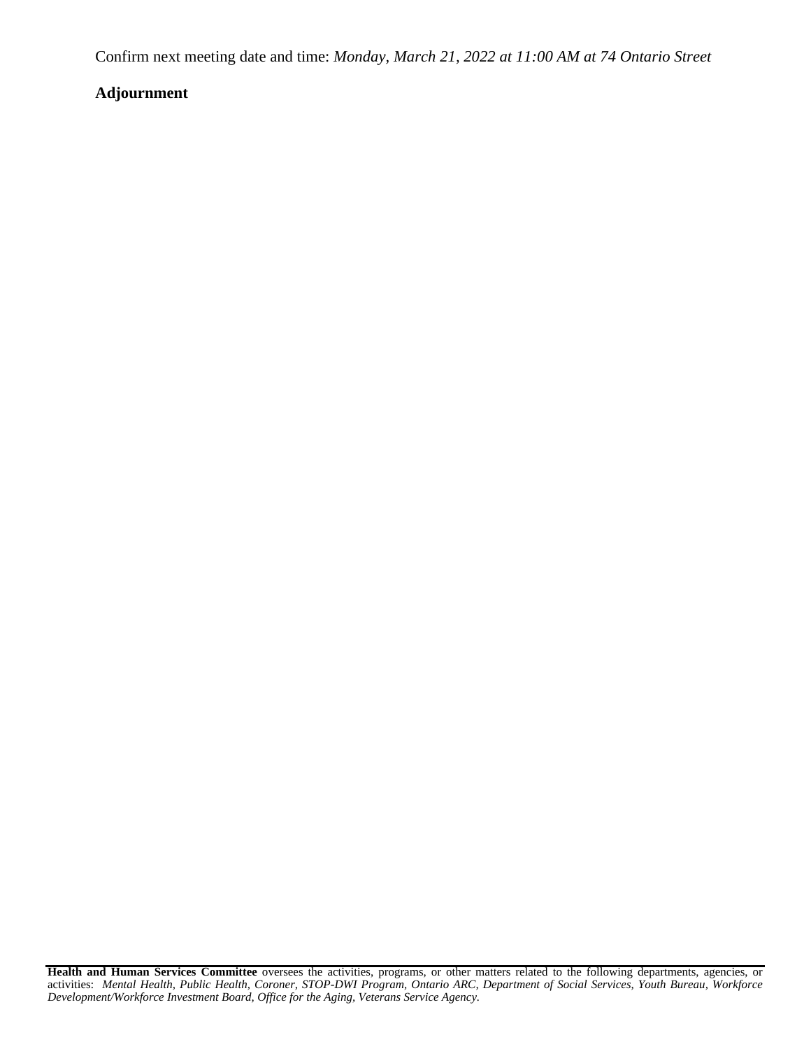Confirm next meeting date and time: *Monday, March 21, 2022 at 11:00 AM at 74 Ontario Street*

**Adjournment**

**Health and Human Services Committee** oversees the activities, programs, or other matters related to the following departments, agencies, or activities: *Mental Health, Public Health, Coroner, STOP-DWI Program, Ontario ARC, Department of Social Services, Youth Bureau, Workforce Development/Workforce Investment Board, Office for the Aging, Veterans Service Agency.*